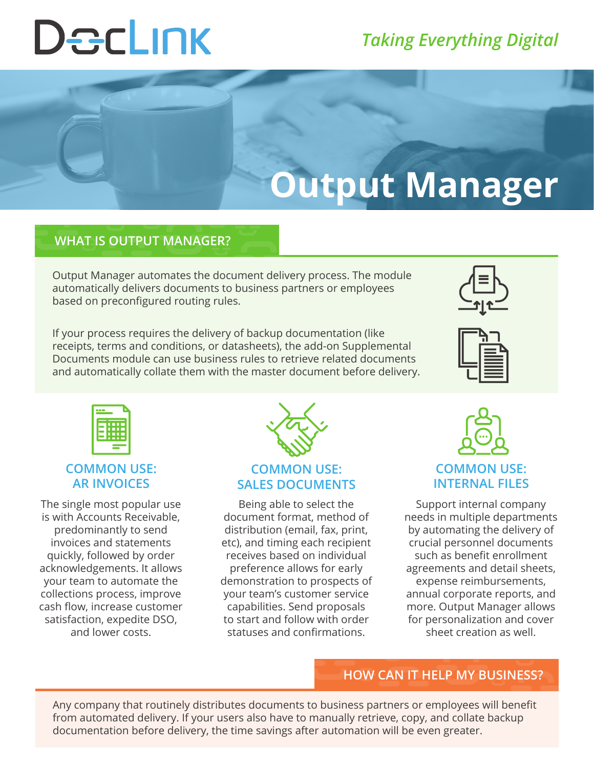# DocLink

*Taking Everything Digital*

# Output Manager

## WHAT IS OUTPUT MANAGER?

Output Manager automates the document delivery process. The module automatically delivers documents to business partners or employees based on preconfigured routing rules.

If your process requires the delivery of backup documentation (like receipts, terms and conditions, or datasheets), the add-on Supplemental Documents module can use business rules to retrieve related documents and automatically collate them with the master document before delivery.

### COMMON USE: AR INVOICES

The single most popular use is with Accounts Receivable, predominantly to send invoices and statements quickly, followed by order acknowledgements. It allows your team to automate the collections process, improve cash flow, increase customer satisfaction, expedite DSO, and lower costs.

### COMMON USE: SALES DOCUMENTS

Being able to select the document format, method of distribution (email, fax, print, etc), and timing each recipient receives based on individual preference allows for early demonstration to prospects of your team's customer service capabilities. Send proposals to start and follow with order statuses and confirmations.

### COMMON USE: INTERNAL FILES

Support internal company needs in multiple departments by automating the delivery of crucial personnel documents such as benefit enrollment agreements and detail sheets, expense reimbursements, annual corporate reports, and more. Output Manager allows for personalization and cover sheet creation as well.

## HOW CAN IT HELP MY BUSINESS?

Any company that routinely distributes documents to business partners or employees will benefit from automated delivery. If your users also have to manually retrieve, copy, and collate backup documentation before delivery, the time savings after automation will be even greater.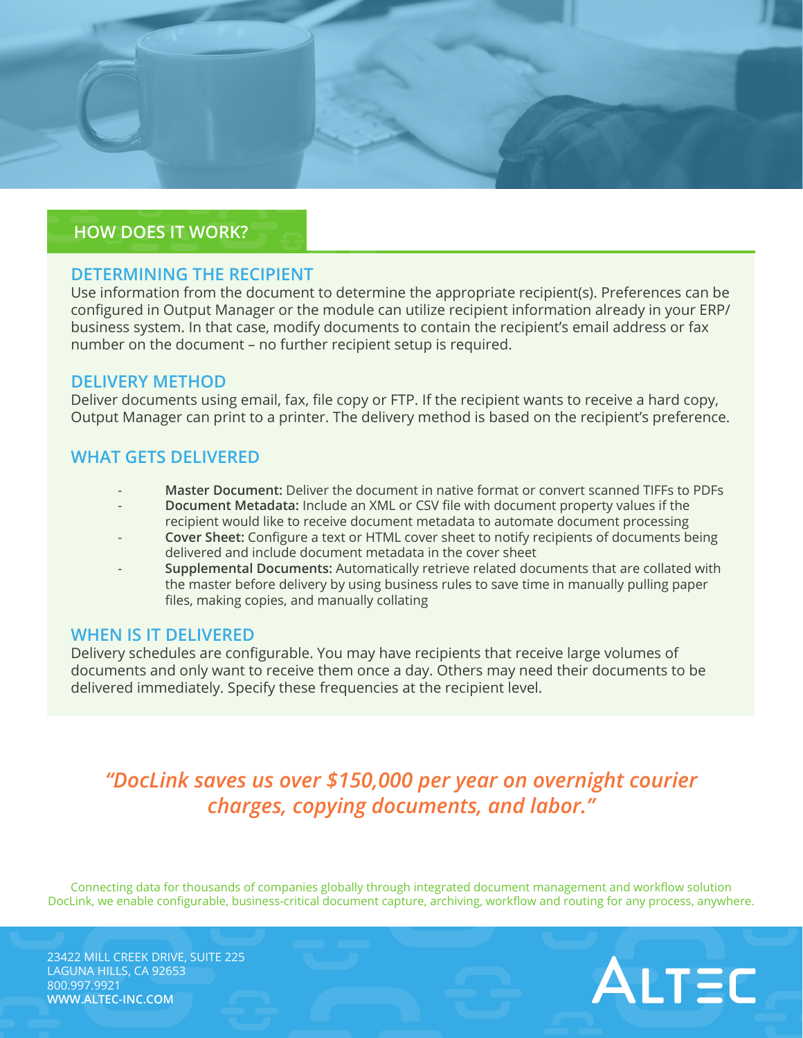## HOW DOES IT WORK?

### DETERMINING THE RECIPIENT

Use information from the document to determine the appropriate recipient(s). Preferences can be configured in Output Manager or the module can utilize recipient information already in your ERP/business system. In that case, modify documents to contain the recipient's email address or fax number on the document – no further recipient setup is required.

### DELIVERY METHOD

Deliver documents using email, fax, file copy or FTP. If the recipient wants to receive a hard copy, Output Manager can print to a printer. The delivery method is based on the recipient's preference.

### WHAT GETS DELIVERED

- **Master Document:** Deliver the document in native format or convert scanned TIFFs to PDFs
- **Document Metadata:** Include an XML or CSV file with document property values if the recipient would like to receive document metadata to automate document processing
- **Cover Sheet:** Configure a text or HTML cover sheet to notify recipients of documents being delivered and include document metadata in the cover sheet
- **Supplemental Documents:** Automatically retrieve related documents that are collated with the master before delivery by using business rules to save time in manually pulling paper files, making copies, and manually collating

### WHEN IS IT DELIVERED

Delivery schedules are configurable. You may have recipients that receive large volumes of documents and only want to receive them once a day. Others may need their documents to be delivered immediately. Specify these frequencies at the recipient level.

*"DocLink saves us over $150,000 per year on overnight courier charges, copying documents, and labor."*

Connecting data for thousands of companies globally through integrated document management and workflow solution DocLink, we enable configurable, business-critical document capture, archiving, workflow and routing for any process, anywhere.

23422 MILL CREEK DRIVE, SUITE 225
LAGUNA HILLS, CA 92653
800.997.9921
**WWW.ALTEC-INC.COM**

ALTEC